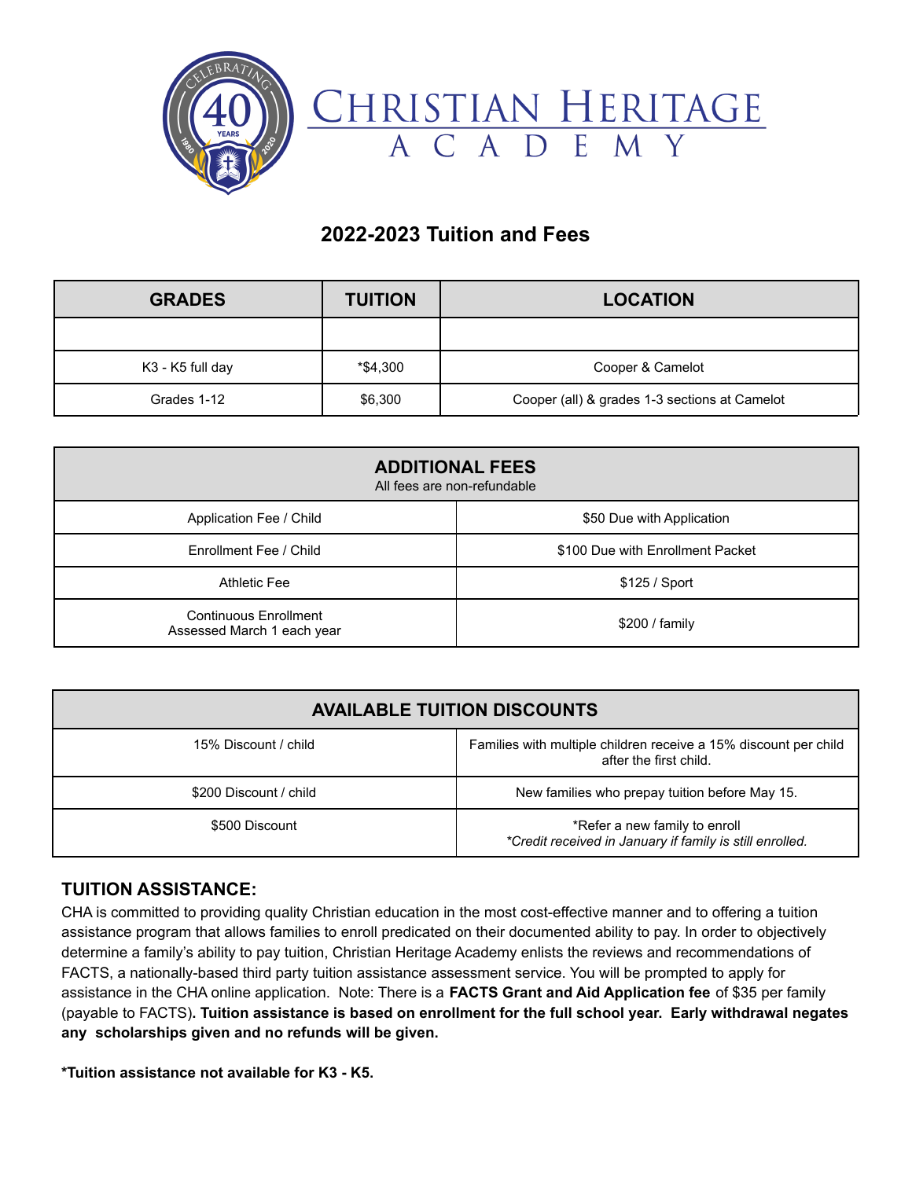# CHRISTIAN HERITAGE ACADEMY

## 2022-2023 Tuition and Fees

| GRADES | TUITION | LOCATION |
|---|---|---|
| | | |
| K3 - K5 full day | *$4,300 | Cooper & Camelot |
| Grades 1-12 | $6,300 | Cooper (all) & grades 1-3 sections at Camelot |

| **ADDITIONAL FEES**<br>All fees are non-refundable | |
|---|---|
| Application Fee / Child | $50 Due with Application |
| Enrollment Fee / Child | $100 Due with Enrollment Packet |
| Athletic Fee | $125 / Sport |
| Continuous Enrollment<br>Assessed March 1 each year | $200 / family |

| **AVAILABLE TUITION DISCOUNTS** | |
|---|---|
| 15% Discount / child | Families with multiple children receive a 15% discount per child after the first child. |
| $200 Discount / child | New families who prepay tuition before May 15. |
| $500 Discount | *Refer a new family to enroll<br>*Credit received in January if family is still enrolled.* |

### TUITION ASSISTANCE:

CHA is committed to providing quality Christian education in the most cost-effective manner and to offering a tuition assistance program that allows families to enroll predicated on their documented ability to pay. In order to objectively determine a family's ability to pay tuition, Christian Heritage Academy enlists the reviews and recommendations of FACTS, a nationally-based third party tuition assistance assessment service. You will be prompted to apply for assistance in the CHA online application. Note: There is a **FACTS Grant and Aid Application fee** of $35 per family (payable to FACTS)**. Tuition assistance is based on enrollment for the full school year. Early withdrawal negates any scholarships given and no refunds will be given.**

***Tuition assistance not available for K3 - K5.**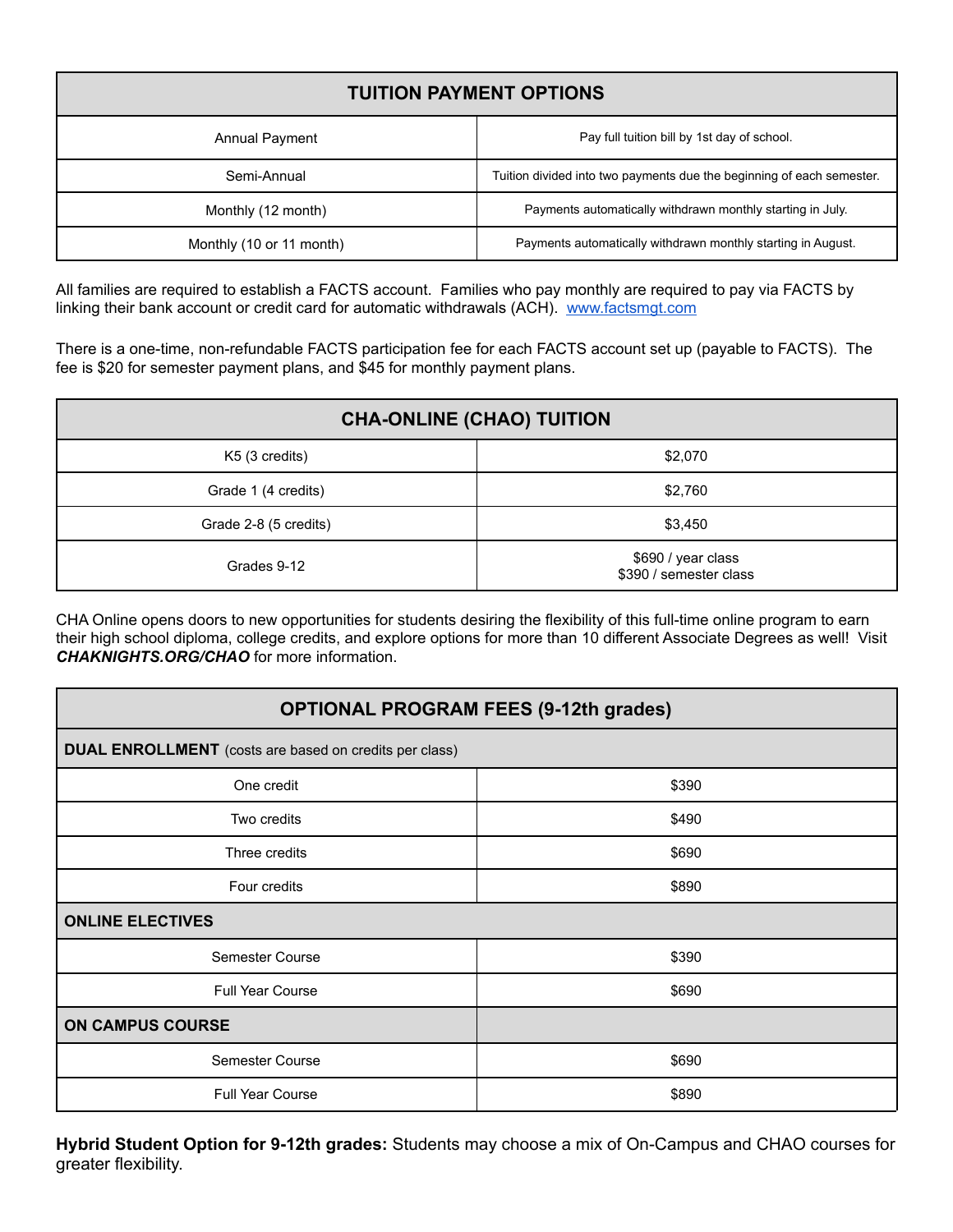| TUITION PAYMENT OPTIONS | |
|---|---|
| Annual Payment | Pay full tuition bill by 1st day of school. |
| Semi-Annual | Tuition divided into two payments due the beginning of each semester. |
| Monthly (12 month) | Payments automatically withdrawn monthly starting in July. |
| Monthly (10 or 11 month) | Payments automatically withdrawn monthly starting in August. |

All families are required to establish a FACTS account. Families who pay monthly are required to pay via FACTS by linking their bank account or credit card for automatic withdrawals (ACH). [www.factsmgt.com](http://www.factsmgt.com)

There is a one-time, non-refundable FACTS participation fee for each FACTS account set up (payable to FACTS). The fee is $20 for semester payment plans, and $45 for monthly payment plans.

| CHA-ONLINE (CHAO) TUITION | |
|---|---|
| K5 (3 credits) | $2,070 |
| Grade 1 (4 credits) | $2,760 |
| Grade 2-8 (5 credits) | $3,450 |
| Grades 9-12 | $690 / year class<br>$390 / semester class |

CHA Online opens doors to new opportunities for students desiring the flexibility of this full-time online program to earn their high school diploma, college credits, and explore options for more than 10 different Associate Degrees as well! Visit ***CHAKNIGHTS.ORG/CHAO*** for more information.

| OPTIONAL PROGRAM FEES (9-12th grades) | |
|---|---|
| **DUAL ENROLLMENT** (costs are based on credits per class) | |
| One credit | $390 |
| Two credits | $490 |
| Three credits | $690 |
| Four credits | $890 |
| **ONLINE ELECTIVES** | |
| Semester Course | $390 |
| Full Year Course | $690 |
| **ON CAMPUS COURSE** | |
| Semester Course | $690 |
| Full Year Course | $890 |

**Hybrid Student Option for 9-12th grades:** Students may choose a mix of On-Campus and CHAO courses for greater flexibility.